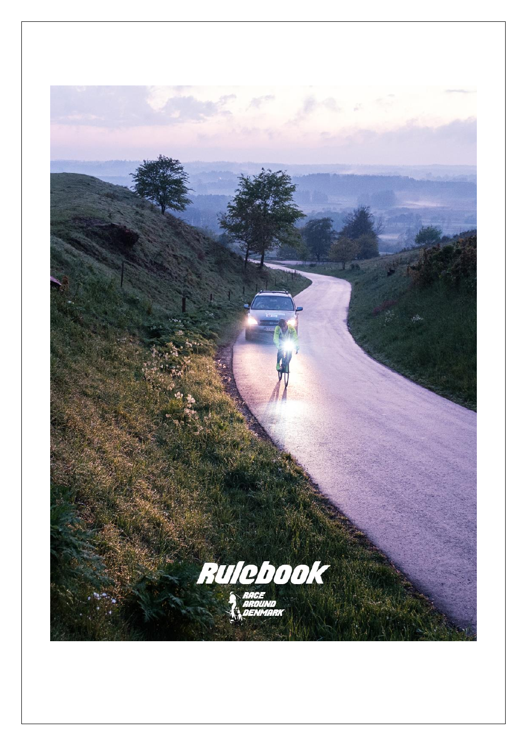# Rulebook

RACE AROUND DENMARK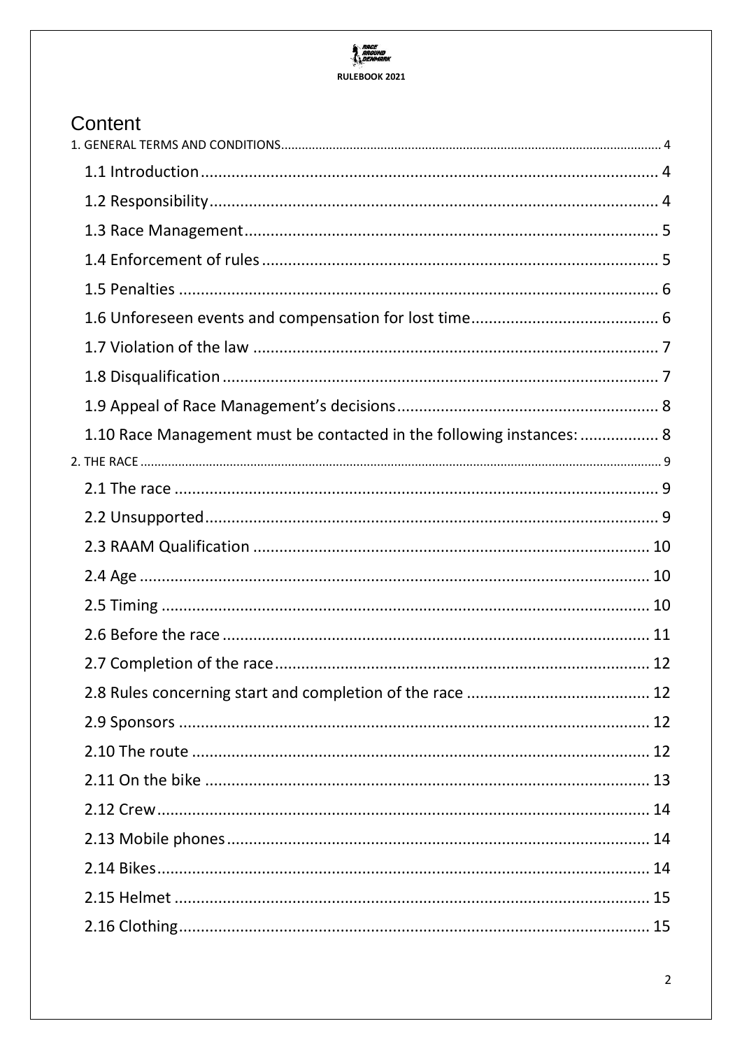# Content

1. GENERAL TERMS AND CONDITIONS .......... 4

- 1.1 Introduction .......... 4
- 1.2 Responsibility .......... 4
- 1.3 Race Management .......... 5
- 1.4 Enforcement of rules .......... 5
- 1.5 Penalties .......... 6
- 1.6 Unforeseen events and compensation for lost time .......... 6
- 1.7 Violation of the law .......... 7
- 1.8 Disqualification .......... 7
- 1.9 Appeal of Race Management's decisions .......... 8
- 1.10 Race Management must be contacted in the following instances: .......... 8

2. THE RACE .......... 9

- 2.1 The race .......... 9
- 2.2 Unsupported .......... 9
- 2.3 RAAM Qualification .......... 10
- 2.4 Age .......... 10
- 2.5 Timing .......... 10
- 2.6 Before the race .......... 11
- 2.7 Completion of the race .......... 12
- 2.8 Rules concerning start and completion of the race .......... 12
- 2.9 Sponsors .......... 12
- 2.10 The route .......... 12
- 2.11 On the bike .......... 13
- 2.12 Crew .......... 14
- 2.13 Mobile phones .......... 14
- 2.14 Bikes .......... 14
- 2.15 Helmet .......... 15
- 2.16 Clothing .......... 15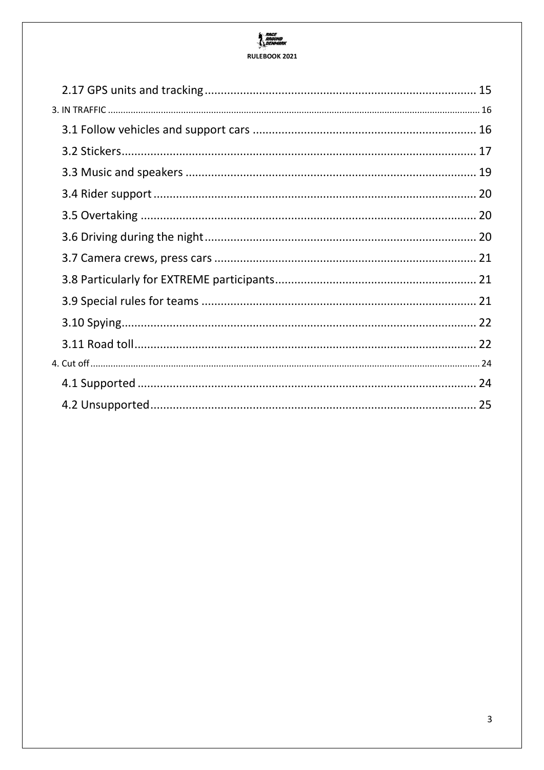2.17 GPS units and tracking ..... 15

3. IN TRAFFIC ..... 16

3.1 Follow vehicles and support cars ..... 16

3.2 Stickers ..... 17

3.3 Music and speakers ..... 19

3.4 Rider support ..... 20

3.5 Overtaking ..... 20

3.6 Driving during the night ..... 20

3.7 Camera crews, press cars ..... 21

3.8 Particularly for EXTREME participants ..... 21

3.9 Special rules for teams ..... 21

3.10 Spying ..... 22

3.11 Road toll ..... 22

4. Cut off ..... 24

4.1 Supported ..... 24

4.2 Unsupported ..... 25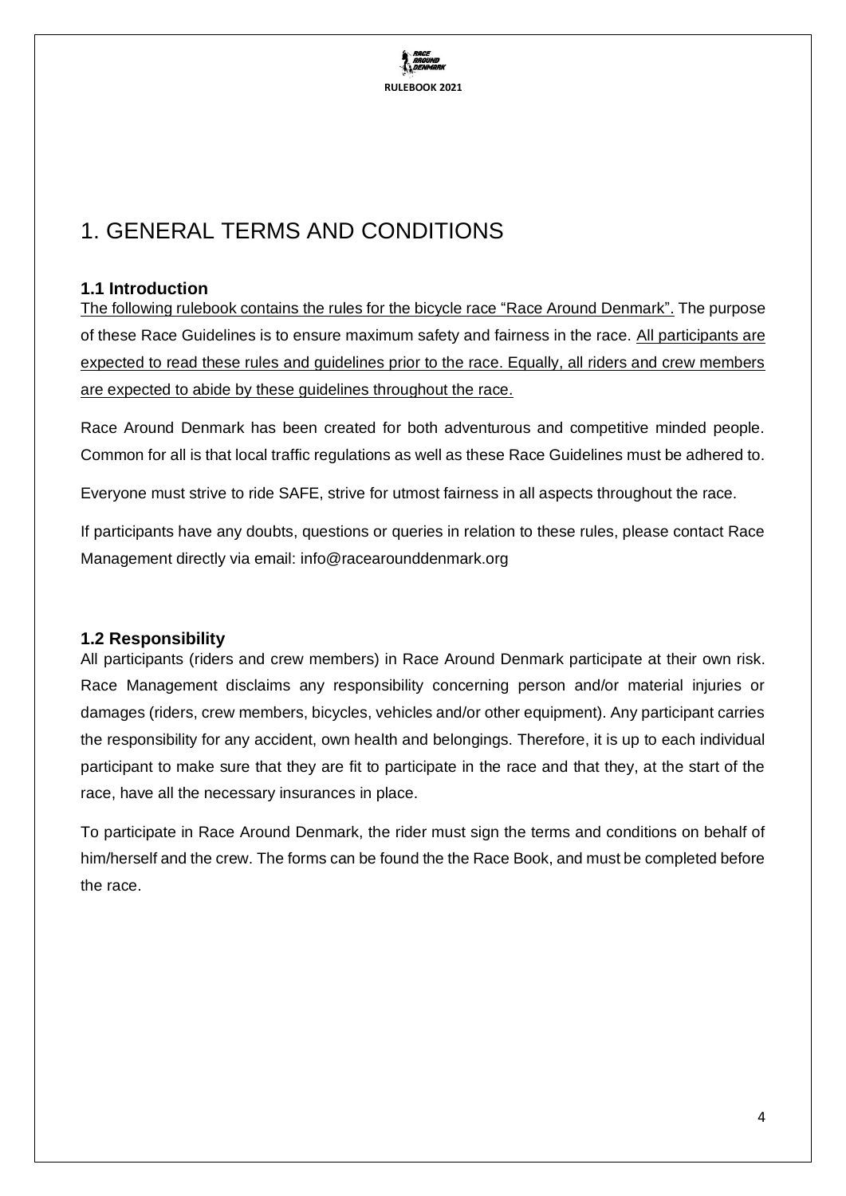# 1. GENERAL TERMS AND CONDITIONS

## 1.1 Introduction

The following rulebook contains the rules for the bicycle race “Race Around Denmark”. The purpose of these Race Guidelines is to ensure maximum safety and fairness in the race. All participants are expected to read these rules and guidelines prior to the race. Equally, all riders and crew members are expected to abide by these guidelines throughout the race.

Race Around Denmark has been created for both adventurous and competitive minded people. Common for all is that local traffic regulations as well as these Race Guidelines must be adhered to.

Everyone must strive to ride SAFE, strive for utmost fairness in all aspects throughout the race.

If participants have any doubts, questions or queries in relation to these rules, please contact Race Management directly via email: info@racearounddenmark.org

## 1.2 Responsibility

All participants (riders and crew members) in Race Around Denmark participate at their own risk. Race Management disclaims any responsibility concerning person and/or material injuries or damages (riders, crew members, bicycles, vehicles and/or other equipment). Any participant carries the responsibility for any accident, own health and belongings. Therefore, it is up to each individual participant to make sure that they are fit to participate in the race and that they, at the start of the race, have all the necessary insurances in place.

To participate in Race Around Denmark, the rider must sign the terms and conditions on behalf of him/herself and the crew. The forms can be found the the Race Book, and must be completed before the race.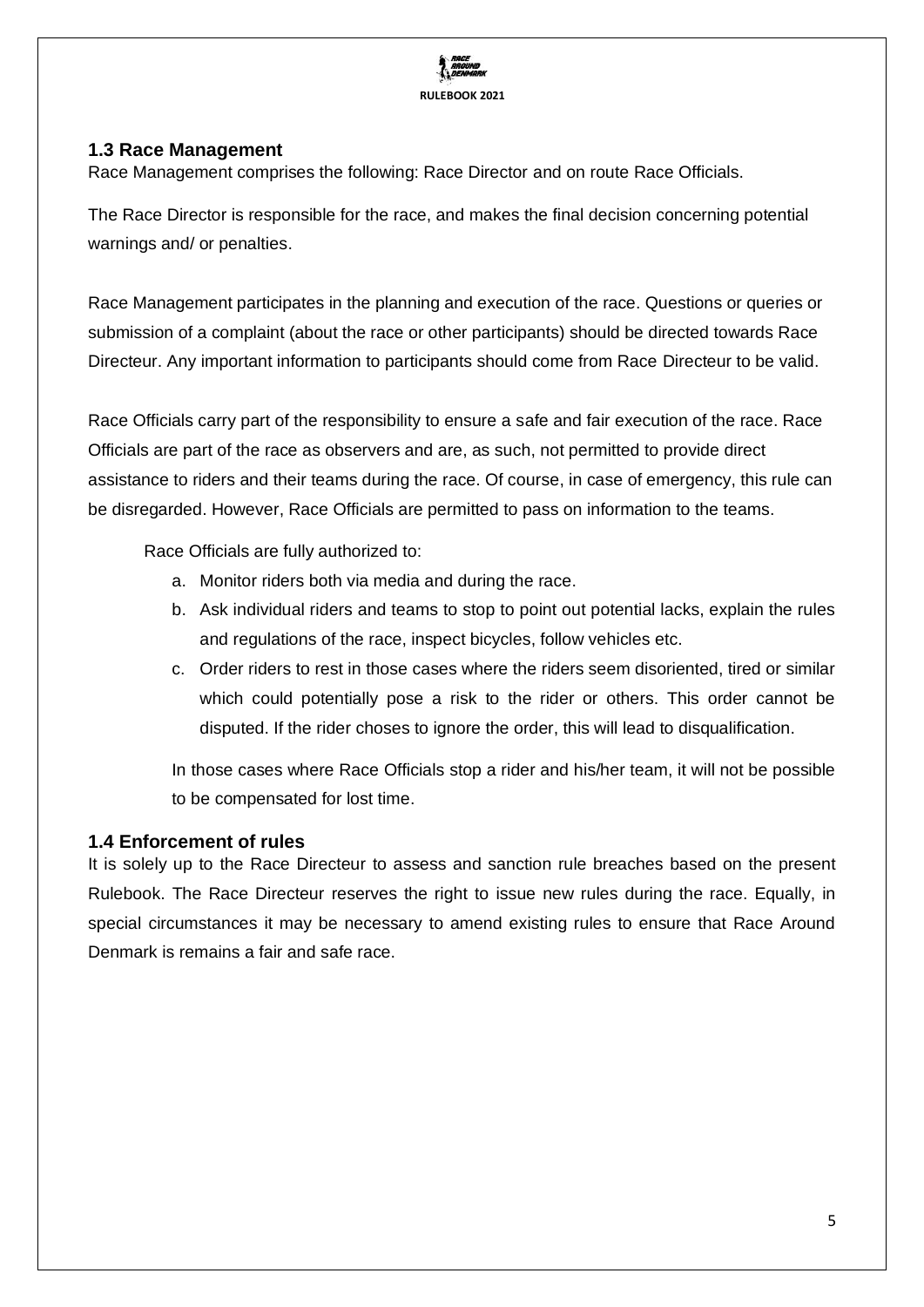## 1.3 Race Management

Race Management comprises the following: Race Director and on route Race Officials.

The Race Director is responsible for the race, and makes the final decision concerning potential warnings and/ or penalties.

Race Management participates in the planning and execution of the race. Questions or queries or submission of a complaint (about the race or other participants) should be directed towards Race Directeur. Any important information to participants should come from Race Directeur to be valid.

Race Officials carry part of the responsibility to ensure a safe and fair execution of the race. Race Officials are part of the race as observers and are, as such, not permitted to provide direct assistance to riders and their teams during the race. Of course, in case of emergency, this rule can be disregarded. However, Race Officials are permitted to pass on information to the teams.

Race Officials are fully authorized to:

a. Monitor riders both via media and during the race.
b. Ask individual riders and teams to stop to point out potential lacks, explain the rules and regulations of the race, inspect bicycles, follow vehicles etc.
c. Order riders to rest in those cases where the riders seem disoriented, tired or similar which could potentially pose a risk to the rider or others. This order cannot be disputed. If the rider choses to ignore the order, this will lead to disqualification.

In those cases where Race Officials stop a rider and his/her team, it will not be possible to be compensated for lost time.

## 1.4 Enforcement of rules

It is solely up to the Race Directeur to assess and sanction rule breaches based on the present Rulebook. The Race Directeur reserves the right to issue new rules during the race. Equally, in special circumstances it may be necessary to amend existing rules to ensure that Race Around Denmark is remains a fair and safe race.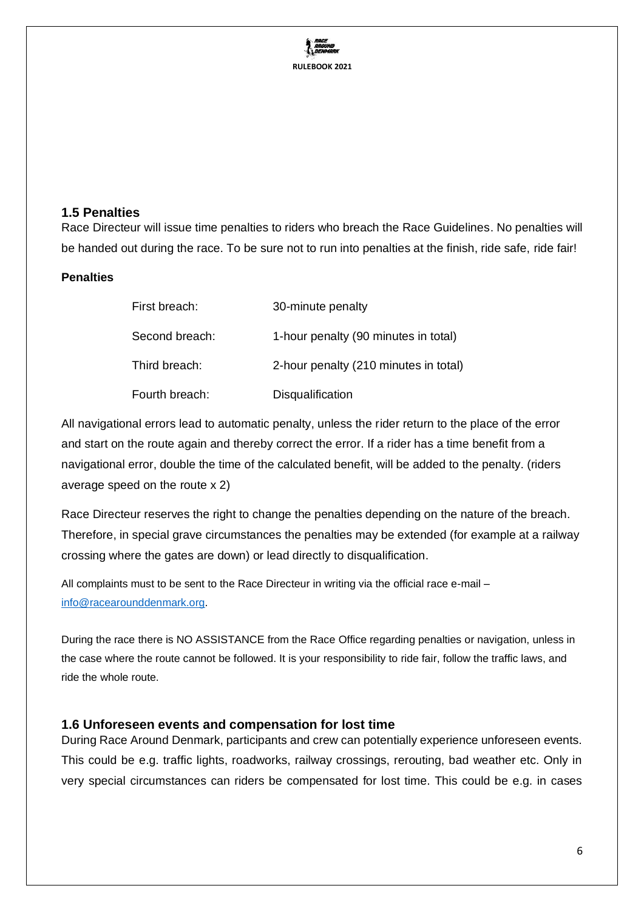## 1.5 Penalties

Race Directeur will issue time penalties to riders who breach the Race Guidelines. No penalties will be handed out during the race. To be sure not to run into penalties at the finish, ride safe, ride fair!

**Penalties**

| | |
|---|---|
| First breach: | 30-minute penalty |
| Second breach: | 1-hour penalty (90 minutes in total) |
| Third breach: | 2-hour penalty (210 minutes in total) |
| Fourth breach: | Disqualification |

All navigational errors lead to automatic penalty, unless the rider return to the place of the error and start on the route again and thereby correct the error. If a rider has a time benefit from a navigational error, double the time of the calculated benefit, will be added to the penalty. (riders average speed on the route x 2)

Race Directeur reserves the right to change the penalties depending on the nature of the breach. Therefore, in special grave circumstances the penalties may be extended (for example at a railway crossing where the gates are down) or lead directly to disqualification.

All complaints must to be sent to the Race Directeur in writing via the official race e-mail – info@racearounddenmark.org.

During the race there is NO ASSISTANCE from the Race Office regarding penalties or navigation, unless in the case where the route cannot be followed. It is your responsibility to ride fair, follow the traffic laws, and ride the whole route.

## 1.6 Unforeseen events and compensation for lost time

During Race Around Denmark, participants and crew can potentially experience unforeseen events. This could be e.g. traffic lights, roadworks, railway crossings, rerouting, bad weather etc. Only in very special circumstances can riders be compensated for lost time. This could be e.g. in cases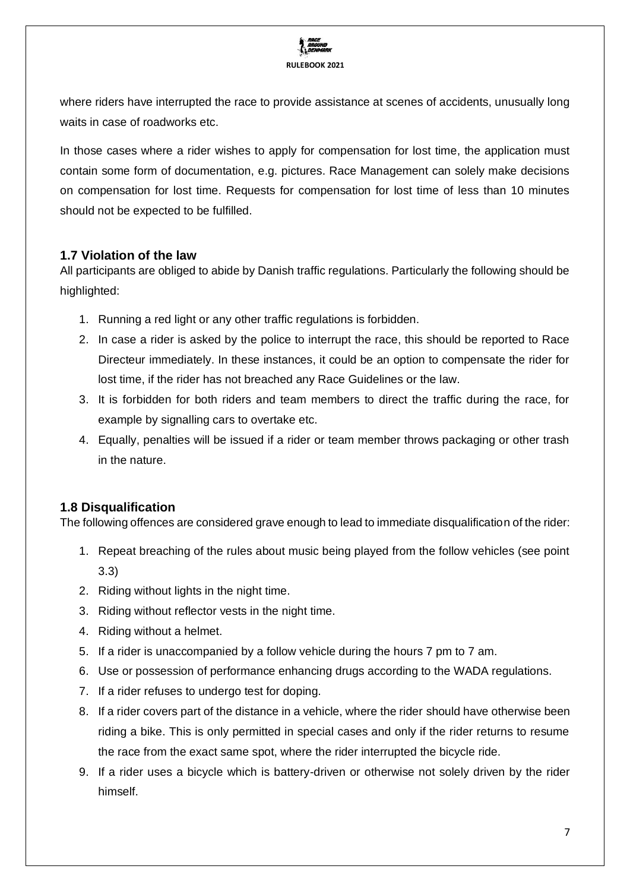where riders have interrupted the race to provide assistance at scenes of accidents, unusually long waits in case of roadworks etc.

In those cases where a rider wishes to apply for compensation for lost time, the application must contain some form of documentation, e.g. pictures. Race Management can solely make decisions on compensation for lost time. Requests for compensation for lost time of less than 10 minutes should not be expected to be fulfilled.

### 1.7 Violation of the law

All participants are obliged to abide by Danish traffic regulations. Particularly the following should be highlighted:

1. Running a red light or any other traffic regulations is forbidden.
2. In case a rider is asked by the police to interrupt the race, this should be reported to Race Directeur immediately. In these instances, it could be an option to compensate the rider for lost time, if the rider has not breached any Race Guidelines or the law.
3. It is forbidden for both riders and team members to direct the traffic during the race, for example by signalling cars to overtake etc.
4. Equally, penalties will be issued if a rider or team member throws packaging or other trash in the nature.

### 1.8 Disqualification

The following offences are considered grave enough to lead to immediate disqualification of the rider:

1. Repeat breaching of the rules about music being played from the follow vehicles (see point 3.3)
2. Riding without lights in the night time.
3. Riding without reflector vests in the night time.
4. Riding without a helmet.
5. If a rider is unaccompanied by a follow vehicle during the hours 7 pm to 7 am.
6. Use or possession of performance enhancing drugs according to the WADA regulations.
7. If a rider refuses to undergo test for doping.
8. If a rider covers part of the distance in a vehicle, where the rider should have otherwise been riding a bike. This is only permitted in special cases and only if the rider returns to resume the race from the exact same spot, where the rider interrupted the bicycle ride.
9. If a rider uses a bicycle which is battery-driven or otherwise not solely driven by the rider himself.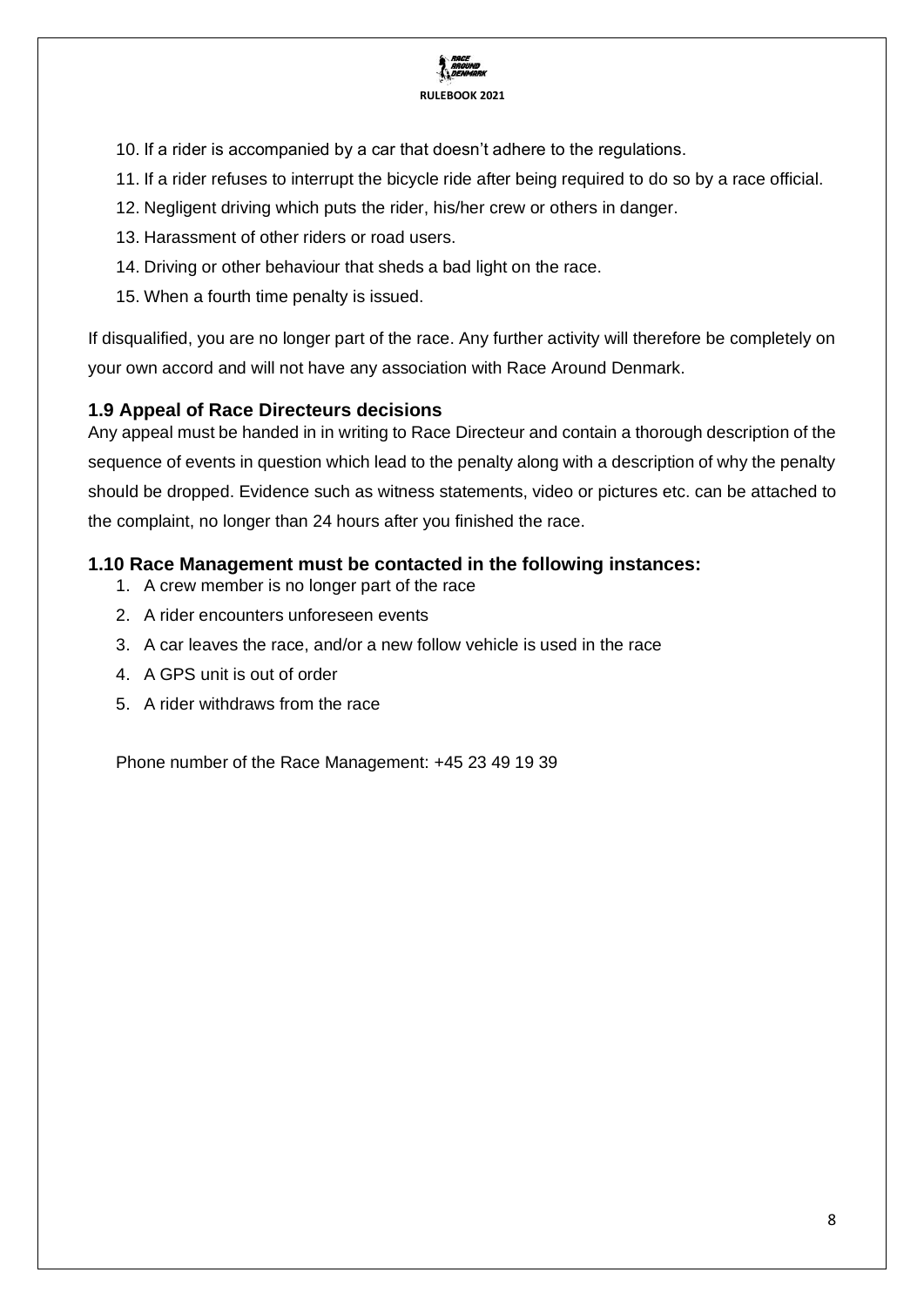10. If a rider is accompanied by a car that doesn't adhere to the regulations.
11. If a rider refuses to interrupt the bicycle ride after being required to do so by a race official.
12. Negligent driving which puts the rider, his/her crew or others in danger.
13. Harassment of other riders or road users.
14. Driving or other behaviour that sheds a bad light on the race.
15. When a fourth time penalty is issued.

If disqualified, you are no longer part of the race. Any further activity will therefore be completely on your own accord and will not have any association with Race Around Denmark.

### 1.9 Appeal of Race Directeurs decisions

Any appeal must be handed in in writing to Race Directeur and contain a thorough description of the sequence of events in question which lead to the penalty along with a description of why the penalty should be dropped. Evidence such as witness statements, video or pictures etc. can be attached to the complaint, no longer than 24 hours after you finished the race.

### 1.10 Race Management must be contacted in the following instances:

1. A crew member is no longer part of the race
2. A rider encounters unforeseen events
3. A car leaves the race, and/or a new follow vehicle is used in the race
4. A GPS unit is out of order
5. A rider withdraws from the race

Phone number of the Race Management: +45 23 49 19 39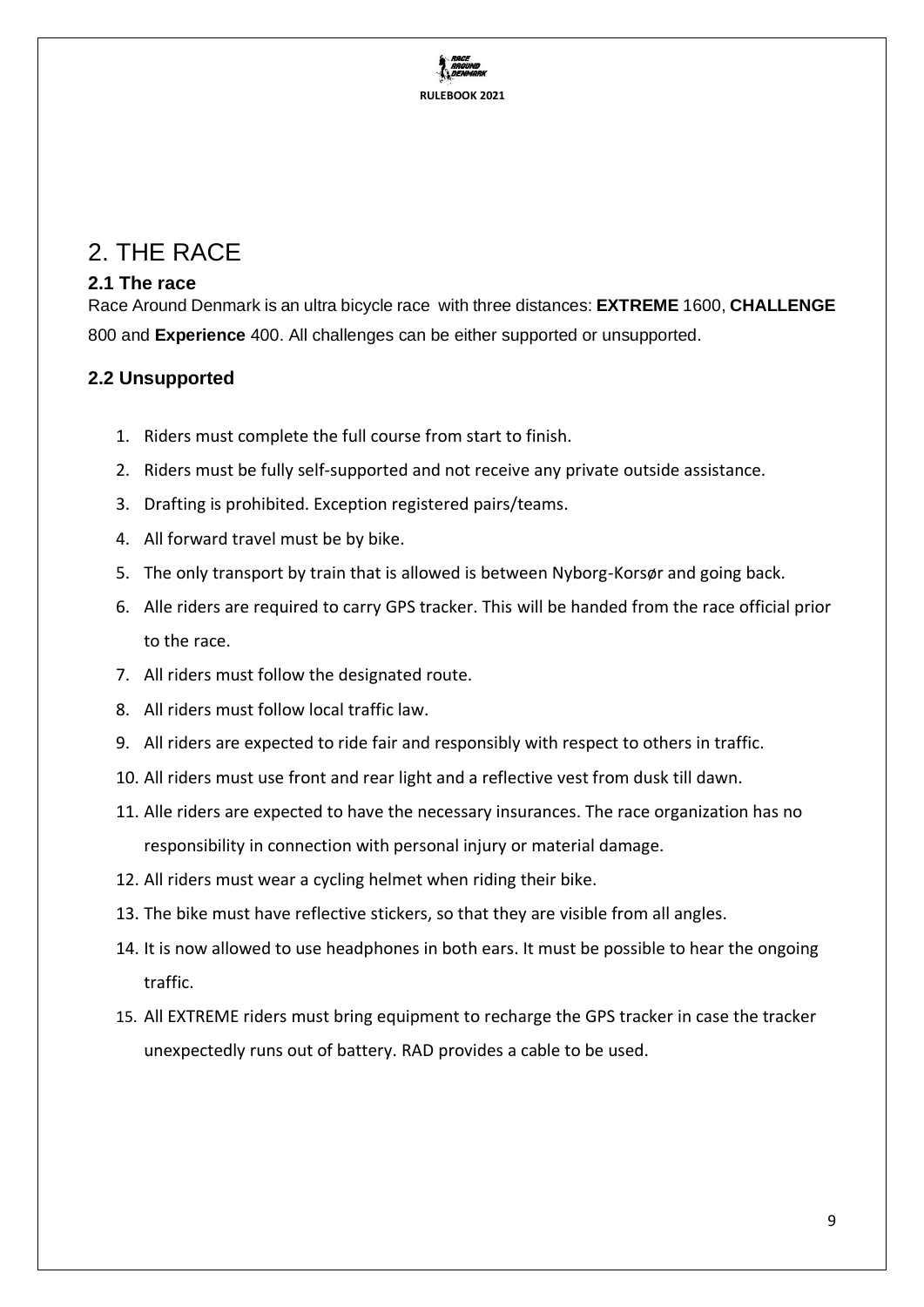# 2. THE RACE

## 2.1 The race

Race Around Denmark is an ultra bicycle race  with three distances: **EXTREME** 1600, **CHALLENGE** 800 and **Experience** 400. All challenges can be either supported or unsupported.

## 2.2 Unsupported

1. Riders must complete the full course from start to finish.
2. Riders must be fully self-supported and not receive any private outside assistance.
3. Drafting is prohibited. Exception registered pairs/teams.
4. All forward travel must be by bike.
5. The only transport by train that is allowed is between Nyborg-Korsør and going back.
6. Alle riders are required to carry GPS tracker. This will be handed from the race official prior to the race.
7. All riders must follow the designated route.
8. All riders must follow local traffic law.
9. All riders are expected to ride fair and responsibly with respect to others in traffic.
10. All riders must use front and rear light and a reflective vest from dusk till dawn.
11. Alle riders are expected to have the necessary insurances. The race organization has no responsibility in connection with personal injury or material damage.
12. All riders must wear a cycling helmet when riding their bike.
13. The bike must have reflective stickers, so that they are visible from all angles.
14. It is now allowed to use headphones in both ears. It must be possible to hear the ongoing traffic.
15. All EXTREME riders must bring equipment to recharge the GPS tracker in case the tracker unexpectedly runs out of battery. RAD provides a cable to be used.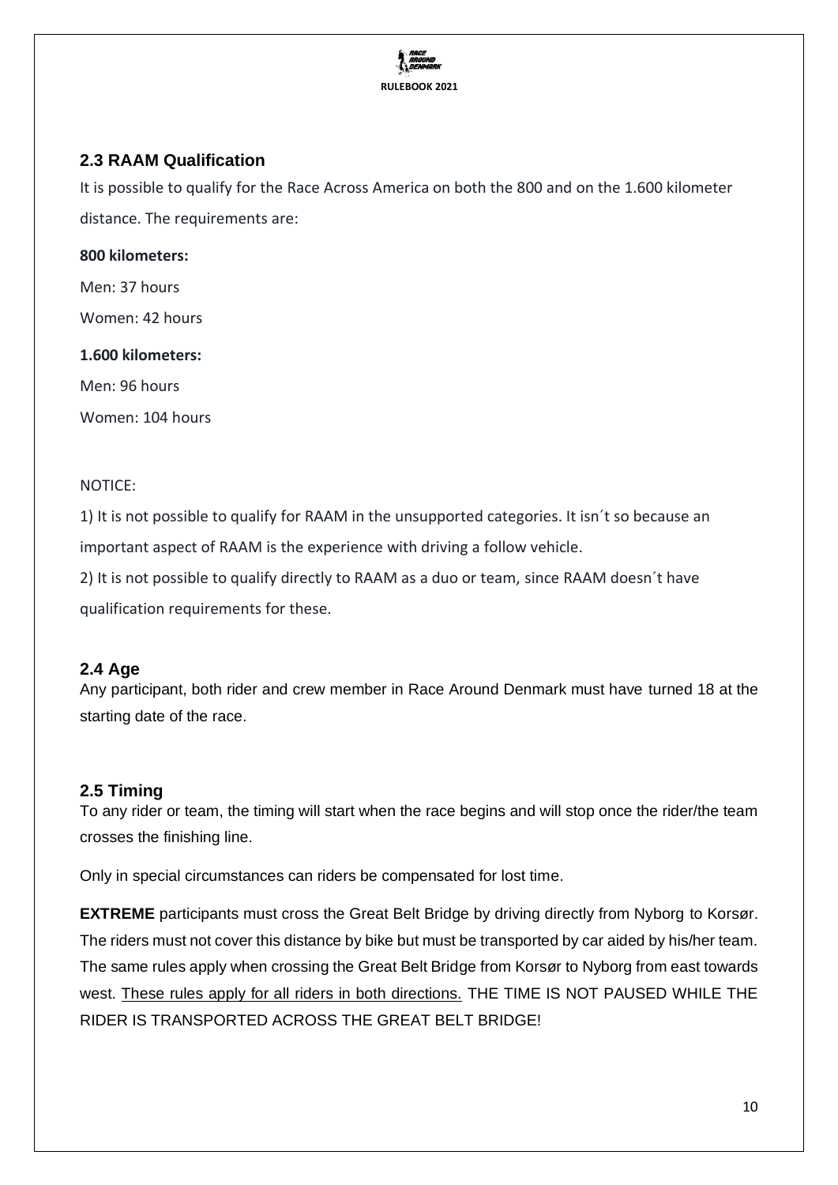## 2.3 RAAM Qualification

It is possible to qualify for the Race Across America on both the 800 and on the 1.600 kilometer distance. The requirements are:

**800 kilometers:**

Men: 37 hours

Women: 42 hours

**1.600 kilometers:**

Men: 96 hours

Women: 104 hours

NOTICE:

1) It is not possible to qualify for RAAM in the unsupported categories. It isn´t so because an important aspect of RAAM is the experience with driving a follow vehicle.

2) It is not possible to qualify directly to RAAM as a duo or team, since RAAM doesn´t have qualification requirements for these.

## 2.4 Age

Any participant, both rider and crew member in Race Around Denmark must have turned 18 at the starting date of the race.

## 2.5 Timing

To any rider or team, the timing will start when the race begins and will stop once the rider/the team crosses the finishing line.

Only in special circumstances can riders be compensated for lost time.

**EXTREME** participants must cross the Great Belt Bridge by driving directly from Nyborg to Korsør. The riders must not cover this distance by bike but must be transported by car aided by his/her team. The same rules apply when crossing the Great Belt Bridge from Korsør to Nyborg from east towards west. <u>These rules apply for all riders in both directions.</u> THE TIME IS NOT PAUSED WHILE THE RIDER IS TRANSPORTED ACROSS THE GREAT BELT BRIDGE!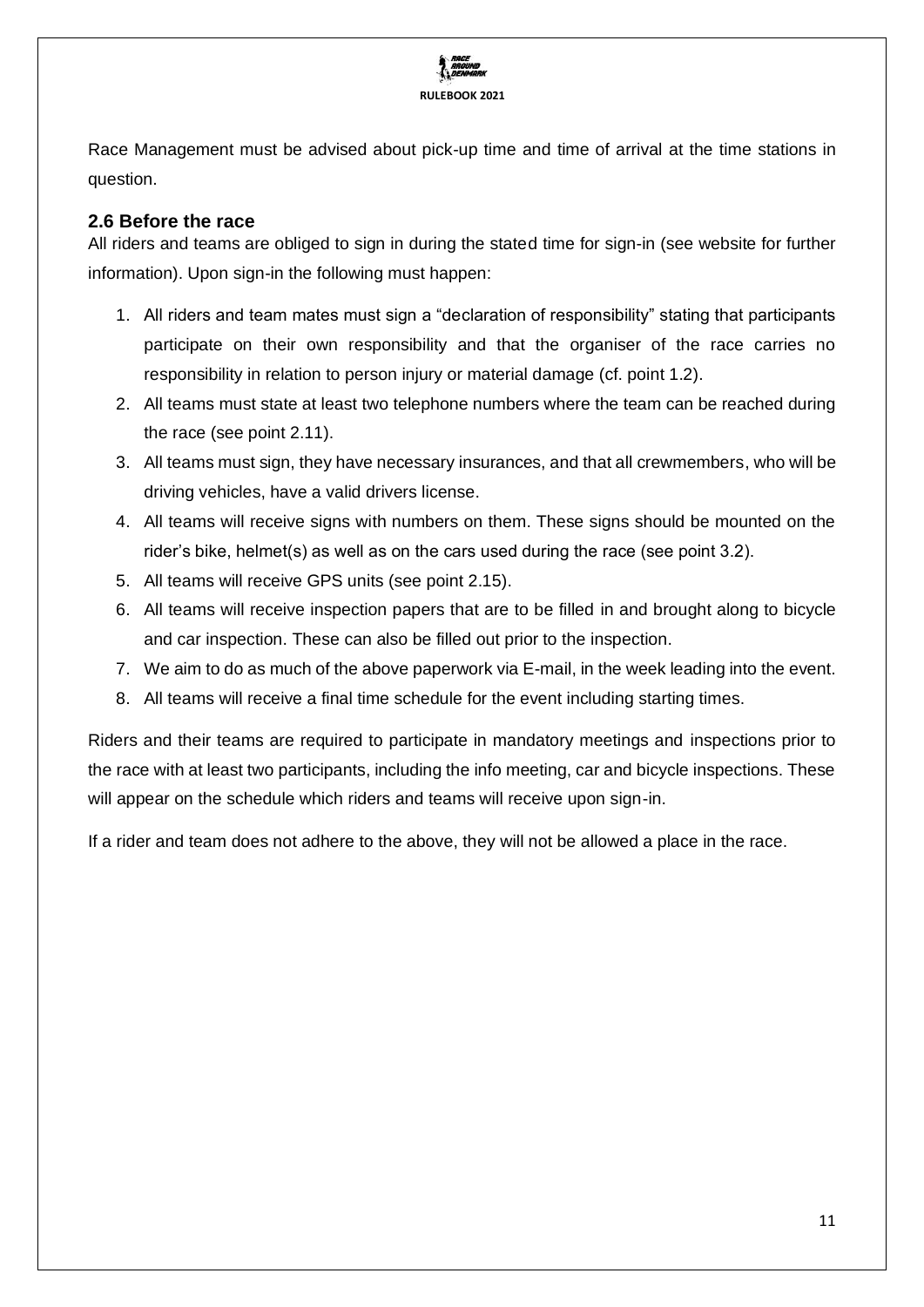Race Management must be advised about pick-up time and time of arrival at the time stations in question.

## 2.6 Before the race

All riders and teams are obliged to sign in during the stated time for sign-in (see website for further information). Upon sign-in the following must happen:

1. All riders and team mates must sign a "declaration of responsibility" stating that participants participate on their own responsibility and that the organiser of the race carries no responsibility in relation to person injury or material damage (cf. point 1.2).
2. All teams must state at least two telephone numbers where the team can be reached during the race (see point 2.11).
3. All teams must sign, they have necessary insurances, and that all crewmembers, who will be driving vehicles, have a valid drivers license.
4. All teams will receive signs with numbers on them. These signs should be mounted on the rider's bike, helmet(s) as well as on the cars used during the race (see point 3.2).
5. All teams will receive GPS units (see point 2.15).
6. All teams will receive inspection papers that are to be filled in and brought along to bicycle and car inspection. These can also be filled out prior to the inspection.
7. We aim to do as much of the above paperwork via E-mail, in the week leading into the event.
8. All teams will receive a final time schedule for the event including starting times.

Riders and their teams are required to participate in mandatory meetings and inspections prior to the race with at least two participants, including the info meeting, car and bicycle inspections. These will appear on the schedule which riders and teams will receive upon sign-in.

If a rider and team does not adhere to the above, they will not be allowed a place in the race.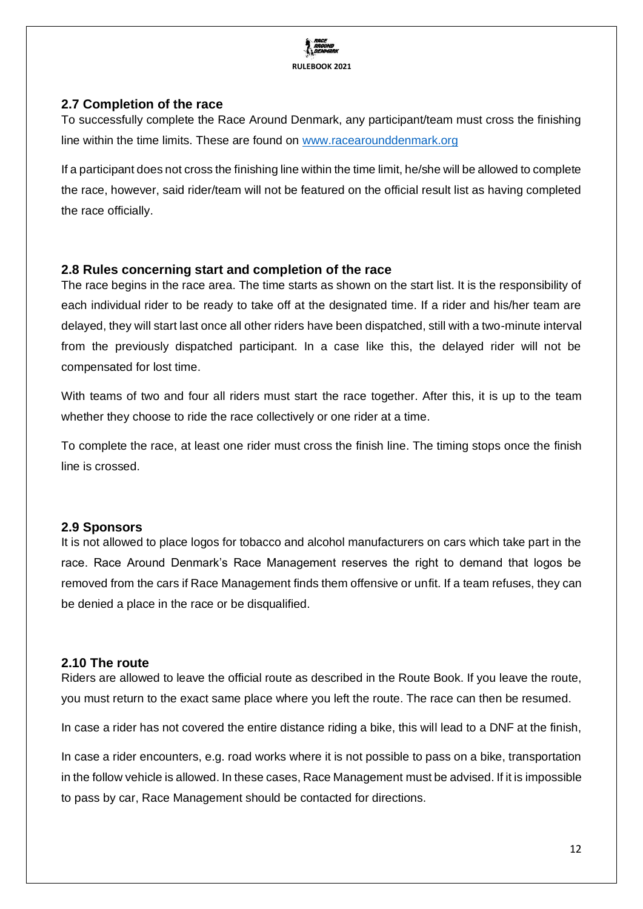## 2.7 Completion of the race

To successfully complete the Race Around Denmark, any participant/team must cross the finishing line within the time limits. These are found on [www.racearounddenmark.org](http://www.racearounddenmark.org)

If a participant does not cross the finishing line within the time limit, he/she will be allowed to complete the race, however, said rider/team will not be featured on the official result list as having completed the race officially.

## 2.8 Rules concerning start and completion of the race

The race begins in the race area. The time starts as shown on the start list. It is the responsibility of each individual rider to be ready to take off at the designated time. If a rider and his/her team are delayed, they will start last once all other riders have been dispatched, still with a two-minute interval from the previously dispatched participant. In a case like this, the delayed rider will not be compensated for lost time.

With teams of two and four all riders must start the race together. After this, it is up to the team whether they choose to ride the race collectively or one rider at a time.

To complete the race, at least one rider must cross the finish line. The timing stops once the finish line is crossed.

## 2.9 Sponsors

It is not allowed to place logos for tobacco and alcohol manufacturers on cars which take part in the race. Race Around Denmark's Race Management reserves the right to demand that logos be removed from the cars if Race Management finds them offensive or unfit. If a team refuses, they can be denied a place in the race or be disqualified.

## 2.10 The route

Riders are allowed to leave the official route as described in the Route Book. If you leave the route, you must return to the exact same place where you left the route. The race can then be resumed.

In case a rider has not covered the entire distance riding a bike, this will lead to a DNF at the finish,

In case a rider encounters, e.g. road works where it is not possible to pass on a bike, transportation in the follow vehicle is allowed. In these cases, Race Management must be advised. If it is impossible to pass by car, Race Management should be contacted for directions.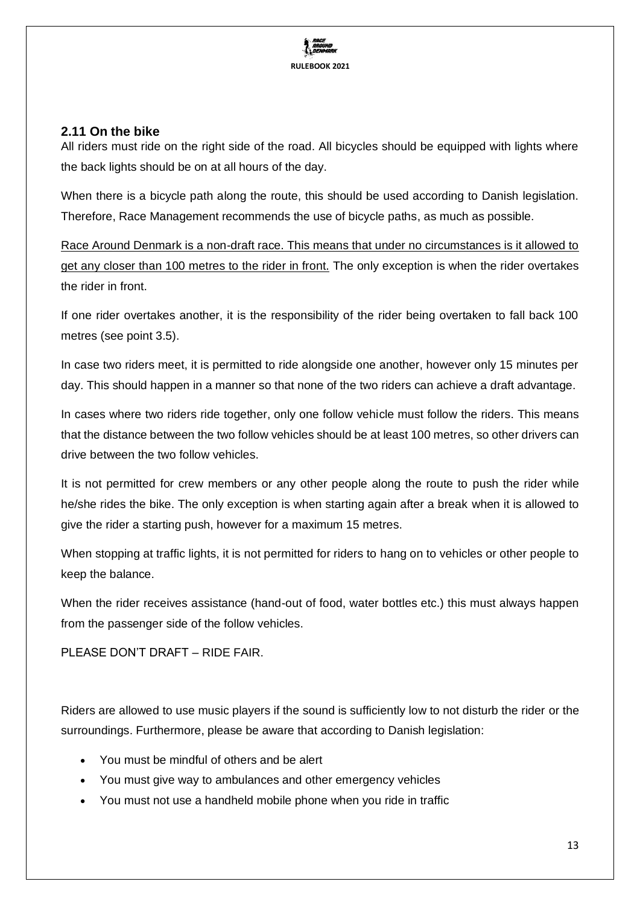## 2.11 On the bike

All riders must ride on the right side of the road. All bicycles should be equipped with lights where the back lights should be on at all hours of the day.

When there is a bicycle path along the route, this should be used according to Danish legislation. Therefore, Race Management recommends the use of bicycle paths, as much as possible.

<u>Race Around Denmark is a non-draft race. This means that under no circumstances is it allowed to get any closer than 100 metres to the rider in front.</u> The only exception is when the rider overtakes the rider in front.

If one rider overtakes another, it is the responsibility of the rider being overtaken to fall back 100 metres (see point 3.5).

In case two riders meet, it is permitted to ride alongside one another, however only 15 minutes per day. This should happen in a manner so that none of the two riders can achieve a draft advantage.

In cases where two riders ride together, only one follow vehicle must follow the riders. This means that the distance between the two follow vehicles should be at least 100 metres, so other drivers can drive between the two follow vehicles.

It is not permitted for crew members or any other people along the route to push the rider while he/she rides the bike. The only exception is when starting again after a break when it is allowed to give the rider a starting push, however for a maximum 15 metres.

When stopping at traffic lights, it is not permitted for riders to hang on to vehicles or other people to keep the balance.

When the rider receives assistance (hand-out of food, water bottles etc.) this must always happen from the passenger side of the follow vehicles.

PLEASE DON'T DRAFT – RIDE FAIR.

Riders are allowed to use music players if the sound is sufficiently low to not disturb the rider or the surroundings. Furthermore, please be aware that according to Danish legislation:

- You must be mindful of others and be alert
- You must give way to ambulances and other emergency vehicles
- You must not use a handheld mobile phone when you ride in traffic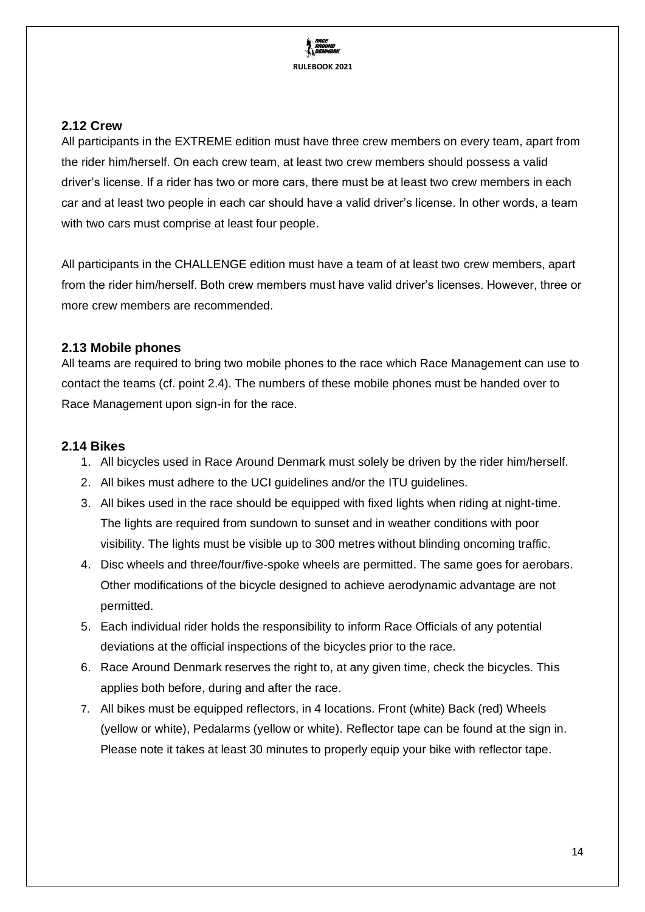## 2.12 Crew

All participants in the EXTREME edition must have three crew members on every team, apart from the rider him/herself. On each crew team, at least two crew members should possess a valid driver's license. If a rider has two or more cars, there must be at least two crew members in each car and at least two people in each car should have a valid driver's license. In other words, a team with two cars must comprise at least four people.

All participants in the CHALLENGE edition must have a team of at least two crew members, apart from the rider him/herself. Both crew members must have valid driver's licenses. However, three or more crew members are recommended.

## 2.13 Mobile phones

All teams are required to bring two mobile phones to the race which Race Management can use to contact the teams (cf. point 2.4). The numbers of these mobile phones must be handed over to Race Management upon sign-in for the race.

## 2.14 Bikes

1. All bicycles used in Race Around Denmark must solely be driven by the rider him/herself.
2. All bikes must adhere to the UCI guidelines and/or the ITU guidelines.
3. All bikes used in the race should be equipped with fixed lights when riding at night-time. The lights are required from sundown to sunset and in weather conditions with poor visibility. The lights must be visible up to 300 metres without blinding oncoming traffic.
4. Disc wheels and three/four/five-spoke wheels are permitted. The same goes for aerobars. Other modifications of the bicycle designed to achieve aerodynamic advantage are not permitted.
5. Each individual rider holds the responsibility to inform Race Officials of any potential deviations at the official inspections of the bicycles prior to the race.
6. Race Around Denmark reserves the right to, at any given time, check the bicycles. This applies both before, during and after the race.
7. All bikes must be equipped reflectors, in 4 locations. Front (white) Back (red) Wheels (yellow or white), Pedalarms (yellow or white). Reflector tape can be found at the sign in. Please note it takes at least 30 minutes to properly equip your bike with reflector tape.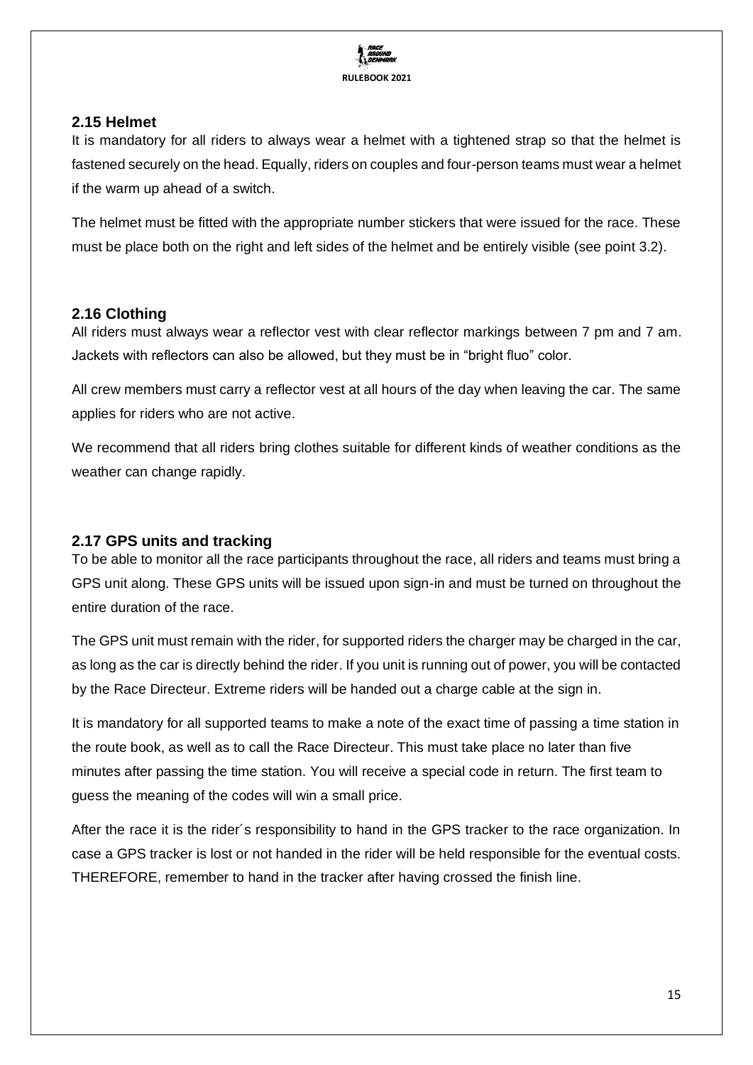## 2.15 Helmet

It is mandatory for all riders to always wear a helmet with a tightened strap so that the helmet is fastened securely on the head. Equally, riders on couples and four-person teams must wear a helmet if the warm up ahead of a switch.

The helmet must be fitted with the appropriate number stickers that were issued for the race. These must be place both on the right and left sides of the helmet and be entirely visible (see point 3.2).

## 2.16 Clothing

All riders must always wear a reflector vest with clear reflector markings between 7 pm and 7 am. Jackets with reflectors can also be allowed, but they must be in "bright fluo" color.

All crew members must carry a reflector vest at all hours of the day when leaving the car. The same applies for riders who are not active.

We recommend that all riders bring clothes suitable for different kinds of weather conditions as the weather can change rapidly.

## 2.17 GPS units and tracking

To be able to monitor all the race participants throughout the race, all riders and teams must bring a GPS unit along. These GPS units will be issued upon sign-in and must be turned on throughout the entire duration of the race.

The GPS unit must remain with the rider, for supported riders the charger may be charged in the car, as long as the car is directly behind the rider. If you unit is running out of power, you will be contacted by the Race Directeur. Extreme riders will be handed out a charge cable at the sign in.

It is mandatory for all supported teams to make a note of the exact time of passing a time station in the route book, as well as to call the Race Directeur. This must take place no later than five minutes after passing the time station. You will receive a special code in return. The first team to guess the meaning of the codes will win a small price.

After the race it is the rider´s responsibility to hand in the GPS tracker to the race organization. In case a GPS tracker is lost or not handed in the rider will be held responsible for the eventual costs. THEREFORE, remember to hand in the tracker after having crossed the finish line.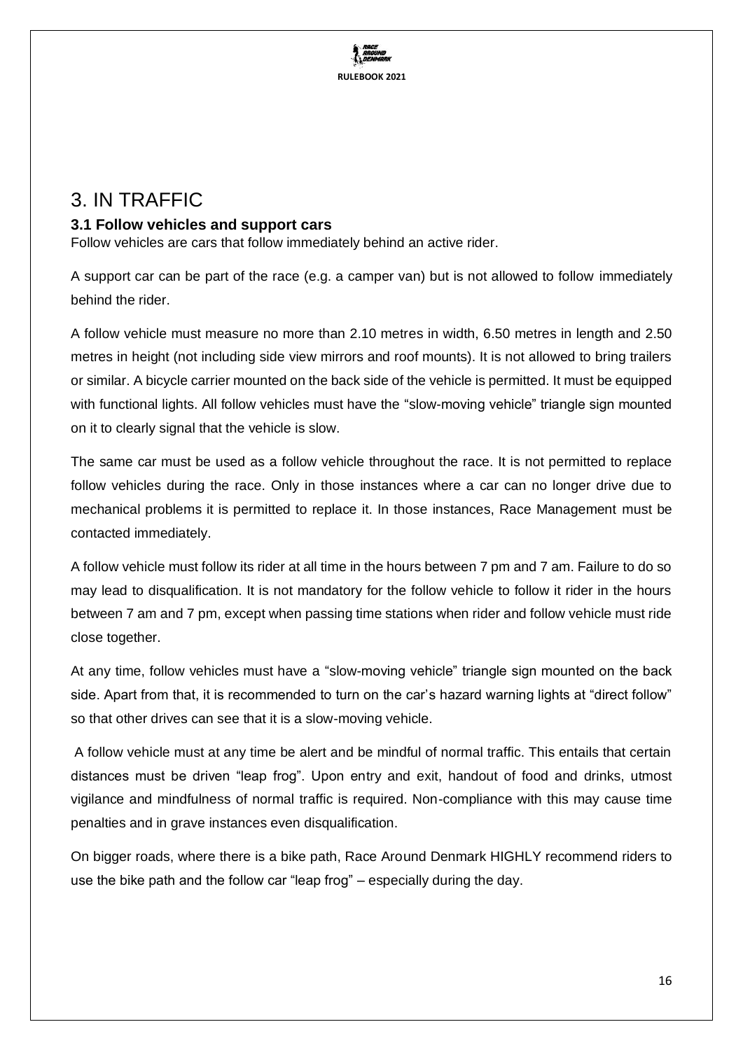# 3. IN TRAFFIC

### 3.1 Follow vehicles and support cars

Follow vehicles are cars that follow immediately behind an active rider.

A support car can be part of the race (e.g. a camper van) but is not allowed to follow immediately behind the rider.

A follow vehicle must measure no more than 2.10 metres in width, 6.50 metres in length and 2.50 metres in height (not including side view mirrors and roof mounts). It is not allowed to bring trailers or similar. A bicycle carrier mounted on the back side of the vehicle is permitted. It must be equipped with functional lights. All follow vehicles must have the "slow-moving vehicle" triangle sign mounted on it to clearly signal that the vehicle is slow.

The same car must be used as a follow vehicle throughout the race. It is not permitted to replace follow vehicles during the race. Only in those instances where a car can no longer drive due to mechanical problems it is permitted to replace it. In those instances, Race Management must be contacted immediately.

A follow vehicle must follow its rider at all time in the hours between 7 pm and 7 am. Failure to do so may lead to disqualification. It is not mandatory for the follow vehicle to follow it rider in the hours between 7 am and 7 pm, except when passing time stations when rider and follow vehicle must ride close together.

At any time, follow vehicles must have a "slow-moving vehicle" triangle sign mounted on the back side. Apart from that, it is recommended to turn on the car's hazard warning lights at "direct follow" so that other drives can see that it is a slow-moving vehicle.

A follow vehicle must at any time be alert and be mindful of normal traffic. This entails that certain distances must be driven "leap frog". Upon entry and exit, handout of food and drinks, utmost vigilance and mindfulness of normal traffic is required. Non-compliance with this may cause time penalties and in grave instances even disqualification.

On bigger roads, where there is a bike path, Race Around Denmark HIGHLY recommend riders to use the bike path and the follow car "leap frog" – especially during the day.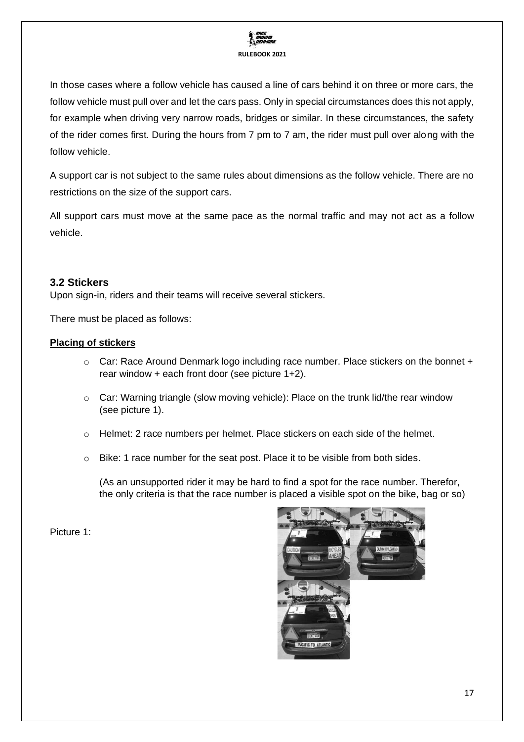In those cases where a follow vehicle has caused a line of cars behind it on three or more cars, the follow vehicle must pull over and let the cars pass. Only in special circumstances does this not apply, for example when driving very narrow roads, bridges or similar. In these circumstances, the safety of the rider comes first. During the hours from 7 pm to 7 am, the rider must pull over along with the follow vehicle.

A support car is not subject to the same rules about dimensions as the follow vehicle. There are no restrictions on the size of the support cars.

All support cars must move at the same pace as the normal traffic and may not act as a follow vehicle.

### 3.2 Stickers

Upon sign-in, riders and their teams will receive several stickers.

There must be placed as follows:

**Placing of stickers**

- Car: Race Around Denmark logo including race number. Place stickers on the bonnet + rear window + each front door (see picture 1+2).
- Car: Warning triangle (slow moving vehicle): Place on the trunk lid/the rear window (see picture 1).
- Helmet: 2 race numbers per helmet. Place stickers on each side of the helmet.
- Bike: 1 race number for the seat post. Place it to be visible from both sides.

  (As an unsupported rider it may be hard to find a spot for the race number. Therefor, the only criteria is that the race number is placed a visible spot on the bike, bag or so)

Picture 1: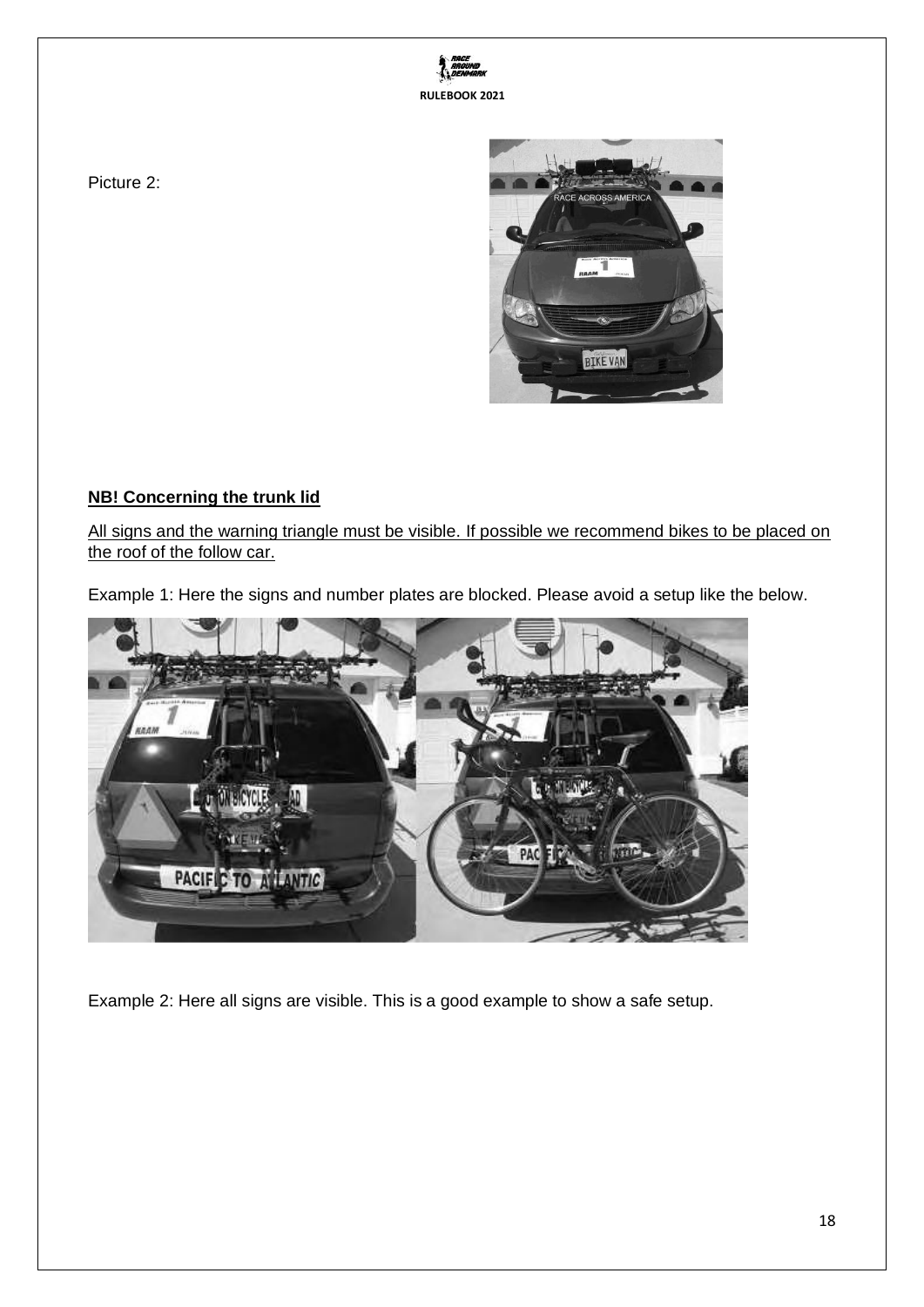Picture 2:

**NB! Concerning the trunk lid**

All signs and the warning triangle must be visible. If possible we recommend bikes to be placed on the roof of the follow car.

Example 1: Here the signs and number plates are blocked. Please avoid a setup like the below.

Example 2: Here all signs are visible. This is a good example to show a safe setup.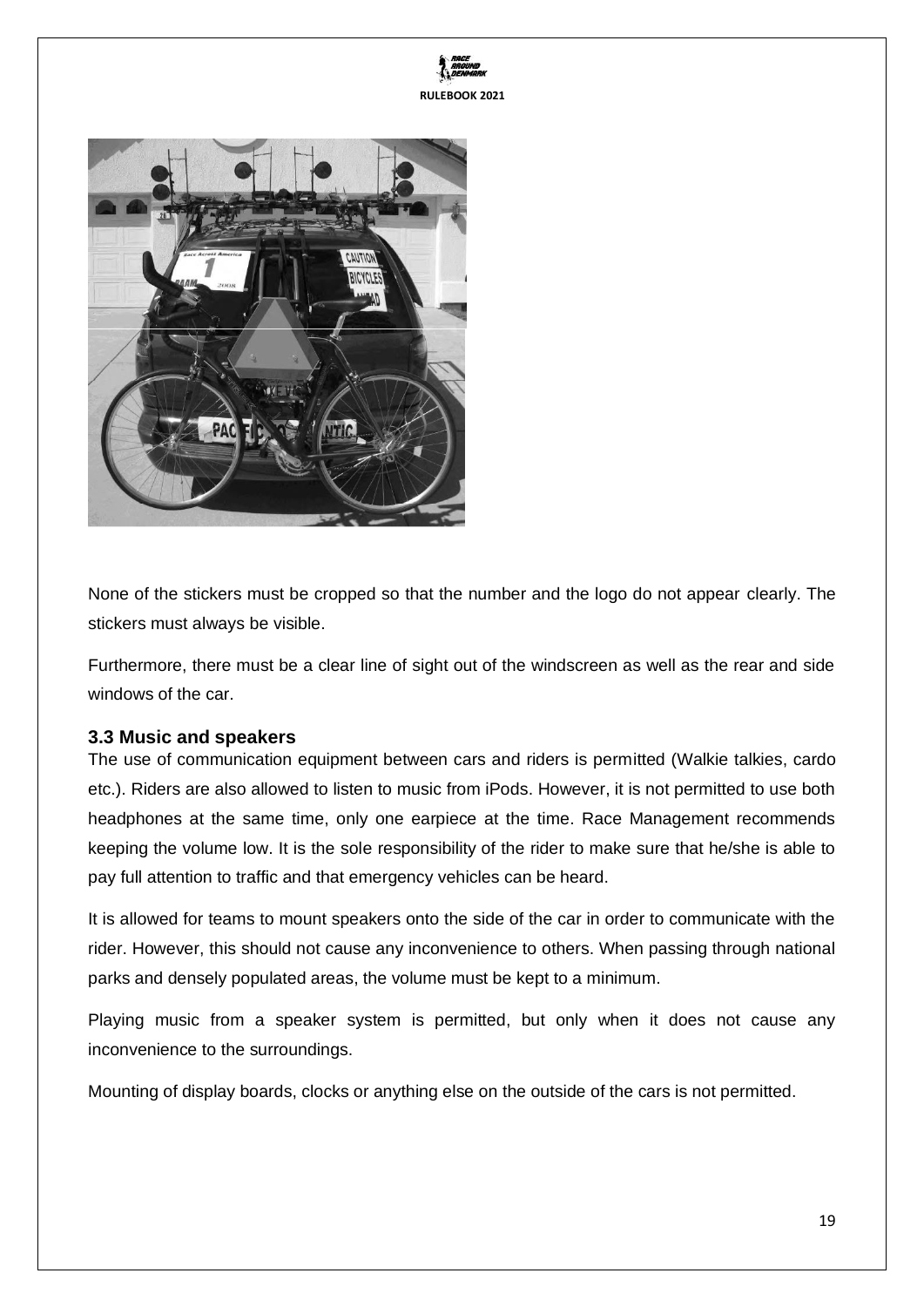None of the stickers must be cropped so that the number and the logo do not appear clearly. The stickers must always be visible.

Furthermore, there must be a clear line of sight out of the windscreen as well as the rear and side windows of the car.

### 3.3 Music and speakers

The use of communication equipment between cars and riders is permitted (Walkie talkies, cardo etc.). Riders are also allowed to listen to music from iPods. However, it is not permitted to use both headphones at the same time, only one earpiece at the time. Race Management recommends keeping the volume low. It is the sole responsibility of the rider to make sure that he/she is able to pay full attention to traffic and that emergency vehicles can be heard.

It is allowed for teams to mount speakers onto the side of the car in order to communicate with the rider. However, this should not cause any inconvenience to others. When passing through national parks and densely populated areas, the volume must be kept to a minimum.

Playing music from a speaker system is permitted, but only when it does not cause any inconvenience to the surroundings.

Mounting of display boards, clocks or anything else on the outside of the cars is not permitted.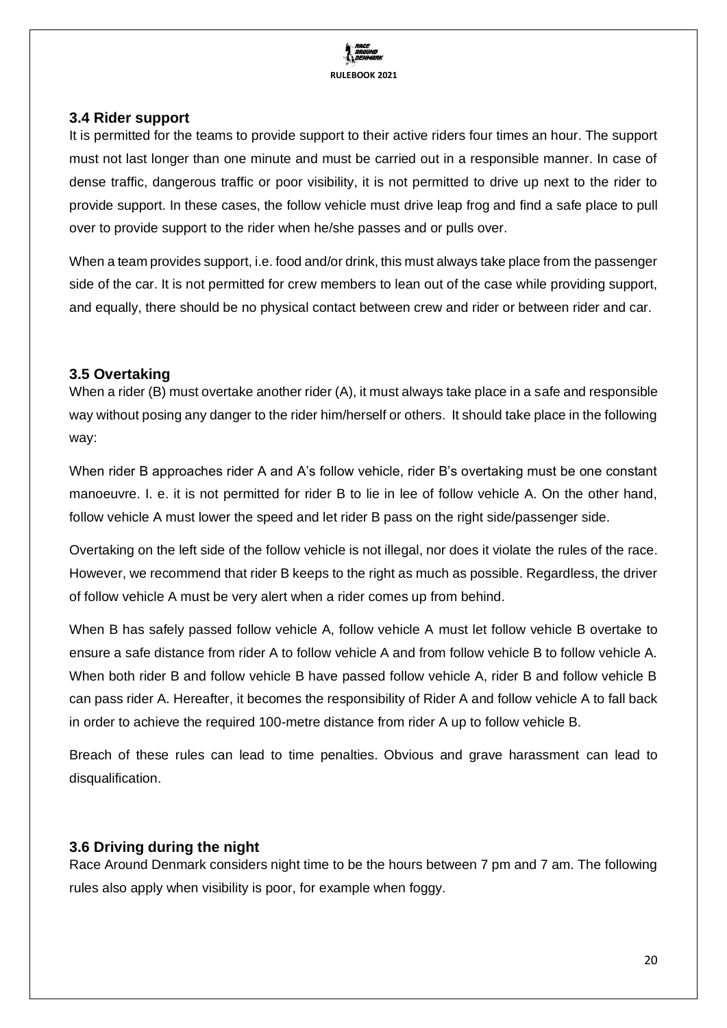### 3.4 Rider support

It is permitted for the teams to provide support to their active riders four times an hour. The support must not last longer than one minute and must be carried out in a responsible manner. In case of dense traffic, dangerous traffic or poor visibility, it is not permitted to drive up next to the rider to provide support. In these cases, the follow vehicle must drive leap frog and find a safe place to pull over to provide support to the rider when he/she passes and or pulls over.

When a team provides support, i.e. food and/or drink, this must always take place from the passenger side of the car. It is not permitted for crew members to lean out of the case while providing support, and equally, there should be no physical contact between crew and rider or between rider and car.

### 3.5 Overtaking

When a rider (B) must overtake another rider (A), it must always take place in a safe and responsible way without posing any danger to the rider him/herself or others. It should take place in the following way:

When rider B approaches rider A and A's follow vehicle, rider B's overtaking must be one constant manoeuvre. I. e. it is not permitted for rider B to lie in lee of follow vehicle A. On the other hand, follow vehicle A must lower the speed and let rider B pass on the right side/passenger side.

Overtaking on the left side of the follow vehicle is not illegal, nor does it violate the rules of the race. However, we recommend that rider B keeps to the right as much as possible. Regardless, the driver of follow vehicle A must be very alert when a rider comes up from behind.

When B has safely passed follow vehicle A, follow vehicle A must let follow vehicle B overtake to ensure a safe distance from rider A to follow vehicle A and from follow vehicle B to follow vehicle A. When both rider B and follow vehicle B have passed follow vehicle A, rider B and follow vehicle B can pass rider A. Hereafter, it becomes the responsibility of Rider A and follow vehicle A to fall back in order to achieve the required 100-metre distance from rider A up to follow vehicle B.

Breach of these rules can lead to time penalties. Obvious and grave harassment can lead to disqualification.

### 3.6 Driving during the night

Race Around Denmark considers night time to be the hours between 7 pm and 7 am. The following rules also apply when visibility is poor, for example when foggy.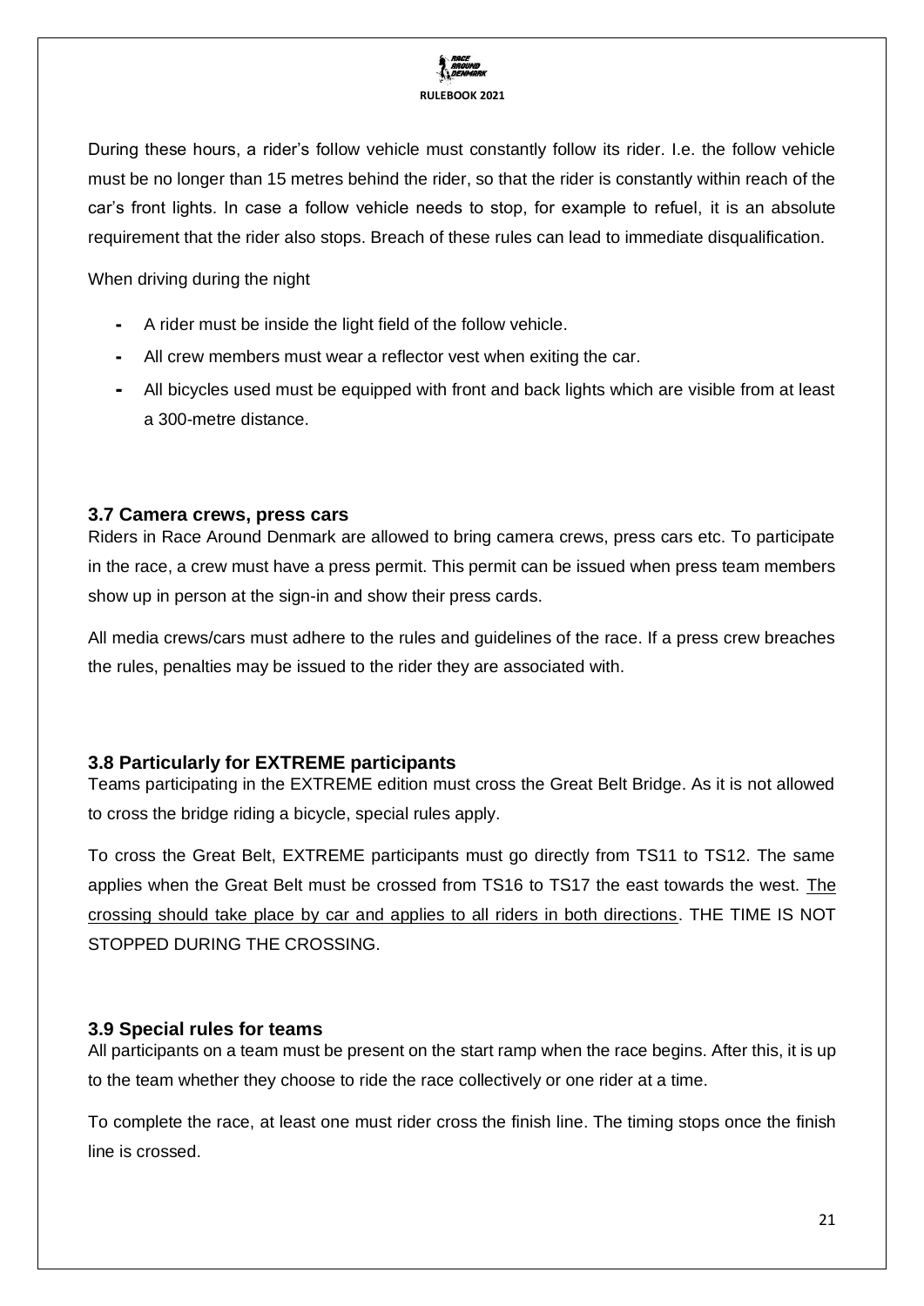During these hours, a rider's follow vehicle must constantly follow its rider. I.e. the follow vehicle must be no longer than 15 metres behind the rider, so that the rider is constantly within reach of the car's front lights. In case a follow vehicle needs to stop, for example to refuel, it is an absolute requirement that the rider also stops. Breach of these rules can lead to immediate disqualification.

When driving during the night

- A rider must be inside the light field of the follow vehicle.
- All crew members must wear a reflector vest when exiting the car.
- All bicycles used must be equipped with front and back lights which are visible from at least a 300-metre distance.

### 3.7 Camera crews, press cars

Riders in Race Around Denmark are allowed to bring camera crews, press cars etc. To participate in the race, a crew must have a press permit. This permit can be issued when press team members show up in person at the sign-in and show their press cards.

All media crews/cars must adhere to the rules and guidelines of the race. If a press crew breaches the rules, penalties may be issued to the rider they are associated with.

### 3.8 Particularly for EXTREME participants

Teams participating in the EXTREME edition must cross the Great Belt Bridge. As it is not allowed to cross the bridge riding a bicycle, special rules apply.

To cross the Great Belt, EXTREME participants must go directly from TS11 to TS12. The same applies when the Great Belt must be crossed from TS16 to TS17 the east towards the west. The crossing should take place by car and applies to all riders in both directions. THE TIME IS NOT STOPPED DURING THE CROSSING.

### 3.9 Special rules for teams

All participants on a team must be present on the start ramp when the race begins. After this, it is up to the team whether they choose to ride the race collectively or one rider at a time.

To complete the race, at least one must rider cross the finish line. The timing stops once the finish line is crossed.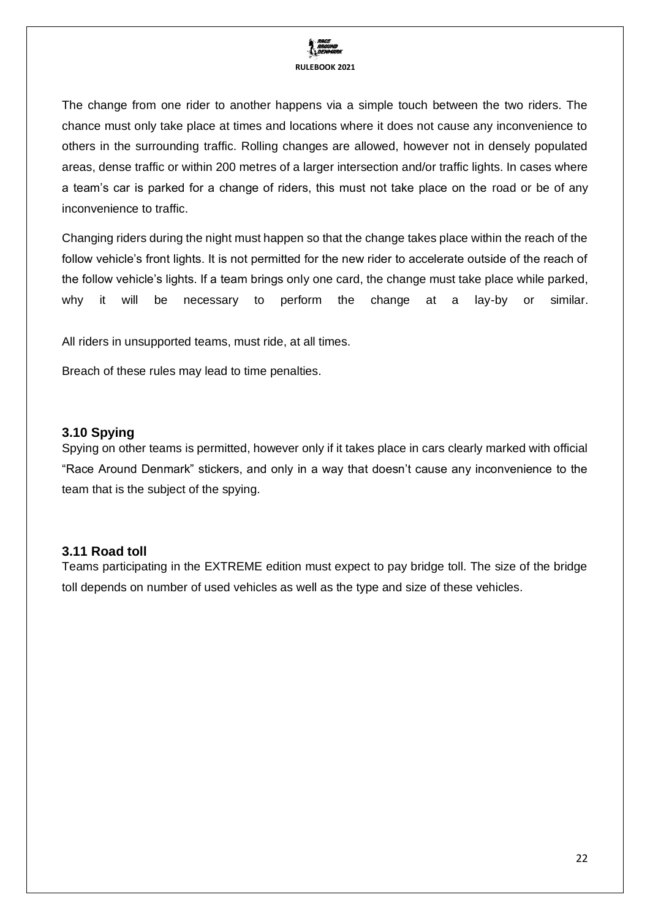The change from one rider to another happens via a simple touch between the two riders. The chance must only take place at times and locations where it does not cause any inconvenience to others in the surrounding traffic. Rolling changes are allowed, however not in densely populated areas, dense traffic or within 200 metres of a larger intersection and/or traffic lights. In cases where a team's car is parked for a change of riders, this must not take place on the road or be of any inconvenience to traffic.

Changing riders during the night must happen so that the change takes place within the reach of the follow vehicle's front lights. It is not permitted for the new rider to accelerate outside of the reach of the follow vehicle's lights. If a team brings only one card, the change must take place while parked, why it will be necessary to perform the change at a lay-by or similar.

All riders in unsupported teams, must ride, at all times.

Breach of these rules may lead to time penalties.

### 3.10 Spying

Spying on other teams is permitted, however only if it takes place in cars clearly marked with official "Race Around Denmark" stickers, and only in a way that doesn't cause any inconvenience to the team that is the subject of the spying.

### 3.11 Road toll

Teams participating in the EXTREME edition must expect to pay bridge toll. The size of the bridge toll depends on number of used vehicles as well as the type and size of these vehicles.